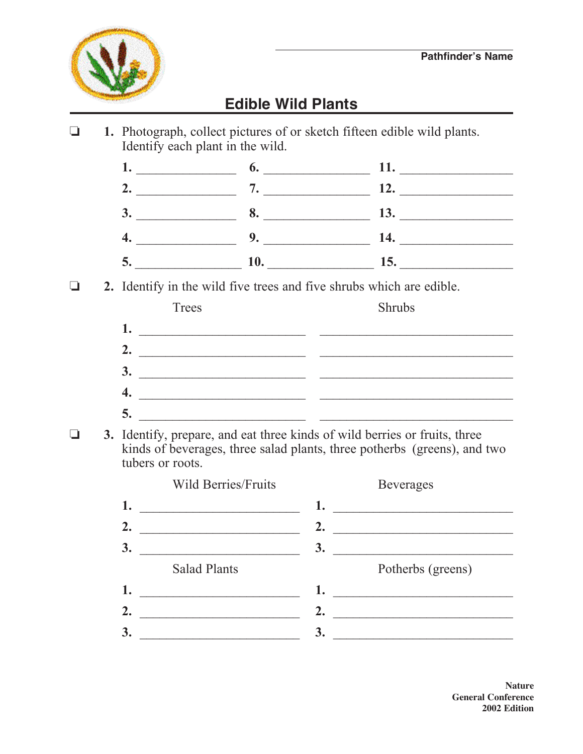Pathfinder's Name

# Edible Wild Plants

❑ **1.** Photograph, collect pictures of or sketch fifteen edible wild plants. Identify each plant in the wild.

| | | |
|---|---|---|
| **1.** ______________ | **6.** ______________ | **11.** ______________ |
| **2.** ______________ | **7.** ______________ | **12.** ______________ |
| **3.** ______________ | **8.** ______________ | **13.** ______________ |
| **4.** ______________ | **9.** ______________ | **14.** ______________ |
| **5.** ______________ | **10.** ______________ | **15.** ______________ |

❑ **2.** Identify in the wild five trees and five shrubs which are edible.

| | Trees | Shrubs |
|---|---|---|
| **1.** | ______________________ | ______________________ |
| **2.** | ______________________ | ______________________ |
| **3.** | ______________________ | ______________________ |
| **4.** | ______________________ | ______________________ |
| **5.** | ______________________ | ______________________ |

❑ **3.** Identify, prepare, and eat three kinds of wild berries or fruits, three kinds of beverages, three salad plants, three potherbs (greens), and two tubers or roots.

| Wild Berries/Fruits | Beverages |
|---|---|
| **1.** ______________________ | **1.** ______________________ |
| **2.** ______________________ | **2.** ______________________ |
| **3.** ______________________ | **3.** ______________________ |

| Salad Plants | Potherbs (greens) |
|---|---|
| **1.** ______________________ | **1.** ______________________ |
| **2.** ______________________ | **2.** ______________________ |
| **3.** ______________________ | **3.** ______________________ |

**Nature**
**General Conference**
**2002 Edition**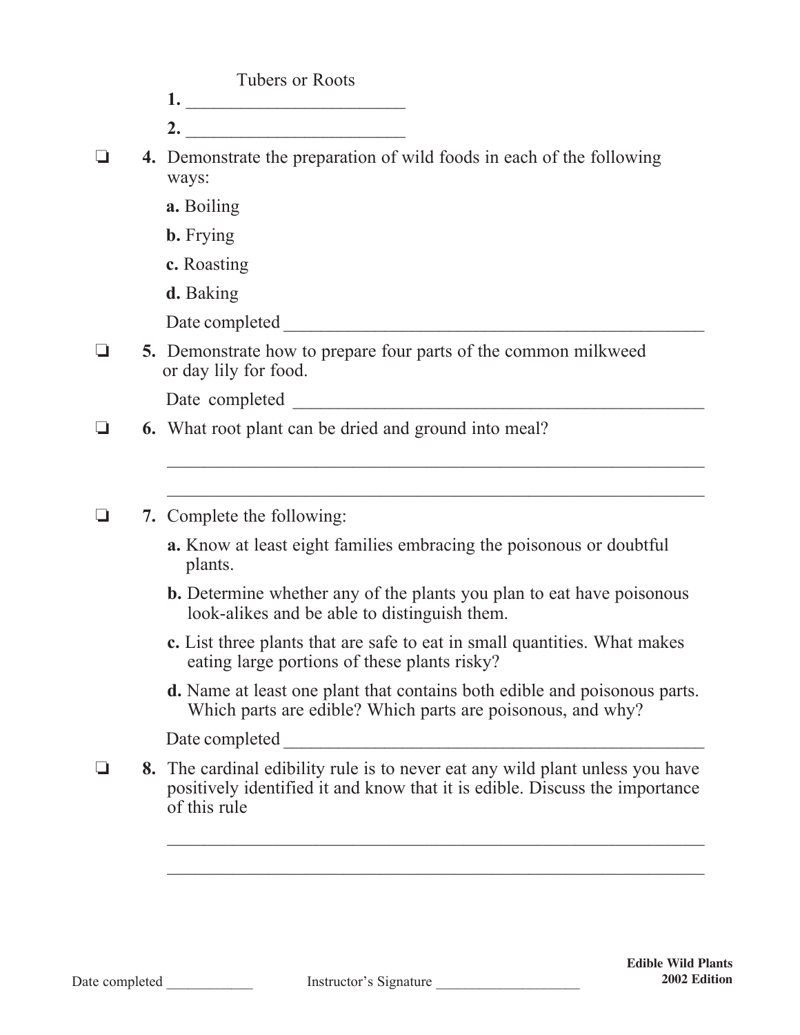Tubers or Roots

1. ________________________
2. ________________________

❏ **4.** Demonstrate the preparation of wild foods in each of the following ways:

**a.** Boiling

**b.** Frying

**c.** Roasting

**d.** Baking

Date completed ______________________________________________

❏ **5.** Demonstrate how to prepare four parts of the common milkweed or day lily for food.

Date completed ______________________________________________

❏ **6.** What root plant can be dried and ground into meal?

______________________________________________________________

______________________________________________________________

❏ **7.** Complete the following:

**a.** Know at least eight families embracing the poisonous or doubtful plants.

**b.** Determine whether any of the plants you plan to eat have poisonous look-alikes and be able to distinguish them.

**c.** List three plants that are safe to eat in small quantities. What makes eating large portions of these plants risky?

**d.** Name at least one plant that contains both edible and poisonous parts. Which parts are edible? Which parts are poisonous, and why?

Date completed ______________________________________________

❏ **8.** The cardinal edibility rule is to never eat any wild plant unless you have positively identified it and know that it is edible. Discuss the importance of this rule

______________________________________________________________

______________________________________________________________

Date completed ____________ Instructor's Signature ____________________